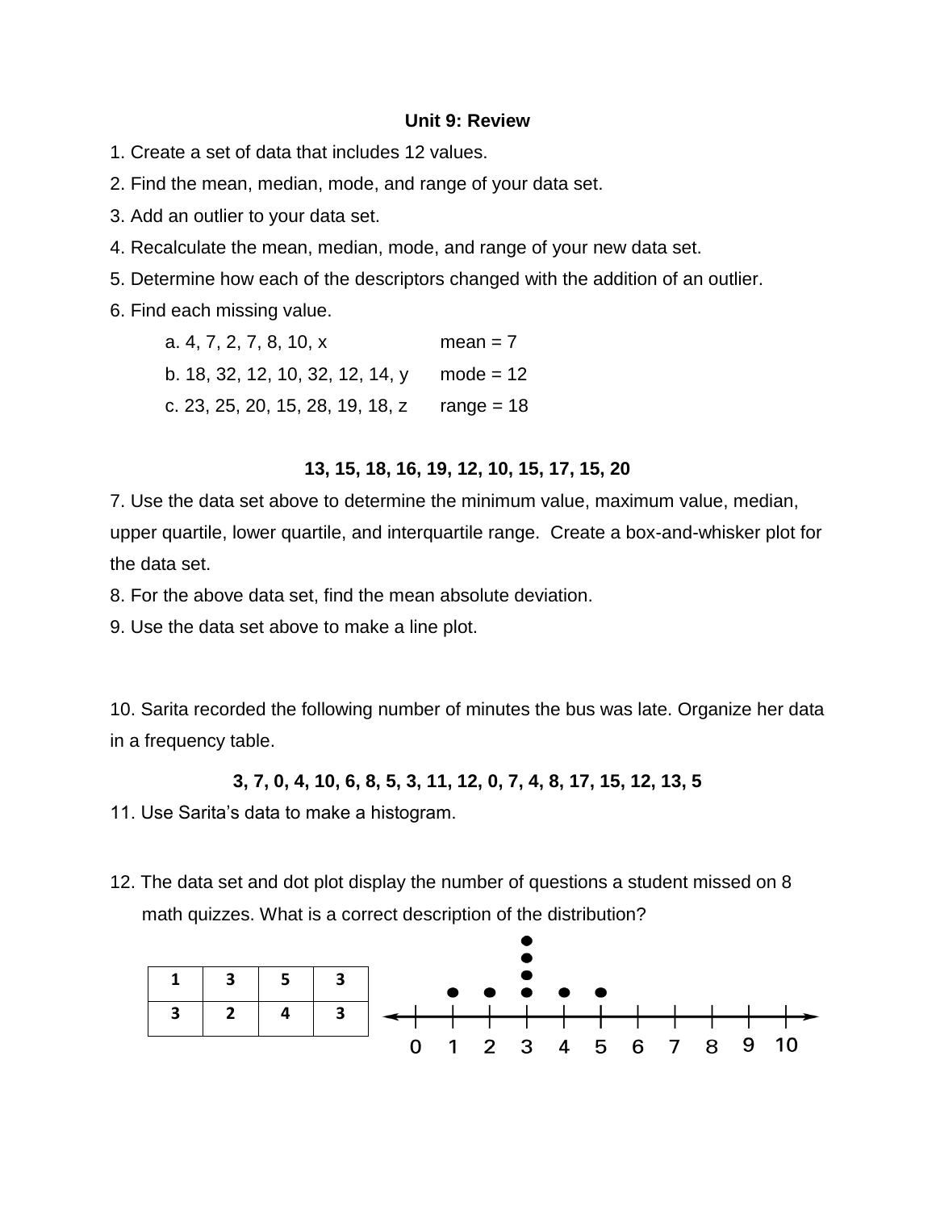**Unit 9: Review**

1. Create a set of data that includes 12 values.
2. Find the mean, median, mode, and range of your data set.
3. Add an outlier to your data set.
4. Recalculate the mean, median, mode, and range of your new data set.
5. Determine how each of the descriptors changed with the addition of an outlier.
6. Find each missing value.
   a. 4, 7, 2, 7, 8, 10, $x$ mean = 7
   b. 18, 32, 12, 10, 32, 12, 14, $y$ mode = 12
   c. 23, 25, 20, 15, 28, 19, 18, $z$ range = 18

**13, 15, 18, 16, 19, 12, 10, 15, 17, 15, 20**

7. Use the data set above to determine the minimum value, maximum value, median, upper quartile, lower quartile, and interquartile range. Create a box-and-whisker plot for the data set.
8. For the above data set, find the mean absolute deviation.
9. Use the data set above to make a line plot.

10. Sarita recorded the following number of minutes the bus was late. Organize her data in a frequency table.

**3, 7, 0, 4, 10, 6, 8, 5, 3, 11, 12, 0, 7, 4, 8, 17, 15, 12, 13, 5**

11. Use Sarita's data to make a histogram.

12. The data set and dot plot display the number of questions a student missed on 8 math quizzes. What is a correct description of the distribution?

| 1 | 3 | 5 | 3 |
|---|---|---|---|
| 3 | 2 | 4 | 3 |

Dot plot (number line 0–10): 1: •, 2: •, 3: ••••, 4: •, 5: •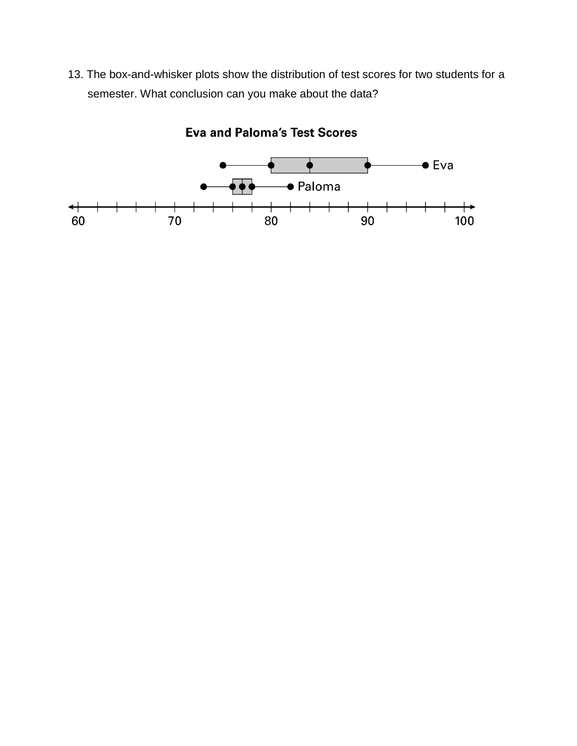13. The box-and-whisker plots show the distribution of test scores for two students for a semester. What conclusion can you make about the data?

**Eva and Paloma's Test Scores**

Eva

Paloma

60 70 80 90 100